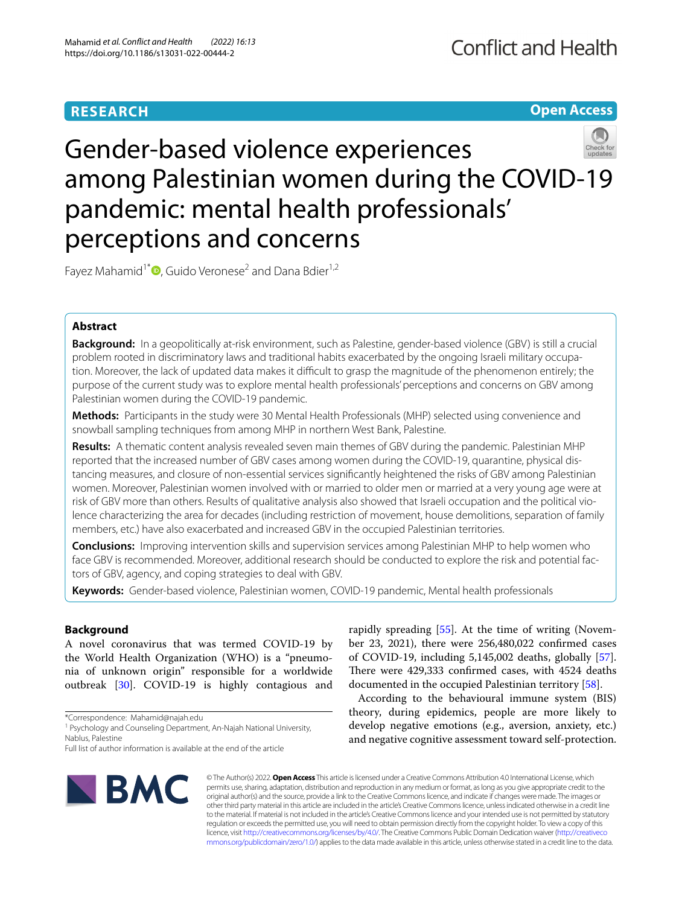RESEARCH

Open Access

# Gender-based violence experiences among Palestinian women during the COVID-19 pandemic: mental health professionals' perceptions and concerns

Fayez Mahamid[1*], Guido Veronese[2] and Dana Bdier[1,2]

## Abstract

**Background:** In a geopolitically at-risk environment, such as Palestine, gender-based violence (GBV) is still a crucial problem rooted in discriminatory laws and traditional habits exacerbated by the ongoing Israeli military occupation. Moreover, the lack of updated data makes it difficult to grasp the magnitude of the phenomenon entirely; the purpose of the current study was to explore mental health professionals' perceptions and concerns on GBV among Palestinian women during the COVID-19 pandemic.

**Methods:** Participants in the study were 30 Mental Health Professionals (MHP) selected using convenience and snowball sampling techniques from among MHP in northern West Bank, Palestine.

**Results:** A thematic content analysis revealed seven main themes of GBV during the pandemic. Palestinian MHP reported that the increased number of GBV cases among women during the COVID-19, quarantine, physical distancing measures, and closure of non-essential services significantly heightened the risks of GBV among Palestinian women. Moreover, Palestinian women involved with or married to older men or married at a very young age were at risk of GBV more than others. Results of qualitative analysis also showed that Israeli occupation and the political violence characterizing the area for decades (including restriction of movement, house demolitions, separation of family members, etc.) have also exacerbated and increased GBV in the occupied Palestinian territories.

**Conclusions:** Improving intervention skills and supervision services among Palestinian MHP to help women who face GBV is recommended. Moreover, additional research should be conducted to explore the risk and potential factors of GBV, agency, and coping strategies to deal with GBV.

**Keywords:** Gender-based violence, Palestinian women, COVID-19 pandemic, Mental health professionals

## Background

A novel coronavirus that was termed COVID-19 by the World Health Organization (WHO) is a "pneumonia of unknown origin" responsible for a worldwide outbreak [30]. COVID-19 is highly contagious and rapidly spreading [55]. At the time of writing (November 23, 2021), there were 256,480,022 confirmed cases of COVID-19, including 5,145,002 deaths, globally [57]. There were 429,333 confirmed cases, with 4524 deaths documented in the occupied Palestinian territory [58].

According to the behavioural immune system (BIS) theory, during epidemics, people are more likely to develop negative emotions (e.g., aversion, anxiety, etc.) and negative cognitive assessment toward self-protection.

*Correspondence: Mahamid@najah.edu
[1] Psychology and Counseling Department, An-Najah National University, Nablus, Palestine
Full list of author information is available at the end of the article

© The Author(s) 2022. **Open Access** This article is licensed under a Creative Commons Attribution 4.0 International License, which permits use, sharing, adaptation, distribution and reproduction in any medium or format, as long as you give appropriate credit to the original author(s) and the source, provide a link to the Creative Commons licence, and indicate if changes were made. The images or other third party material in this article are included in the article's Creative Commons licence, unless indicated otherwise in a credit line to the material. If material is not included in the article's Creative Commons licence and your intended use is not permitted by statutory regulation or exceeds the permitted use, you will need to obtain permission directly from the copyright holder. To view a copy of this licence, visit http://creativecommons.org/licenses/by/4.0/. The Creative Commons Public Domain Dedication waiver (http://creativecommons.org/publicdomain/zero/1.0/) applies to the data made available in this article, unless otherwise stated in a credit line to the data.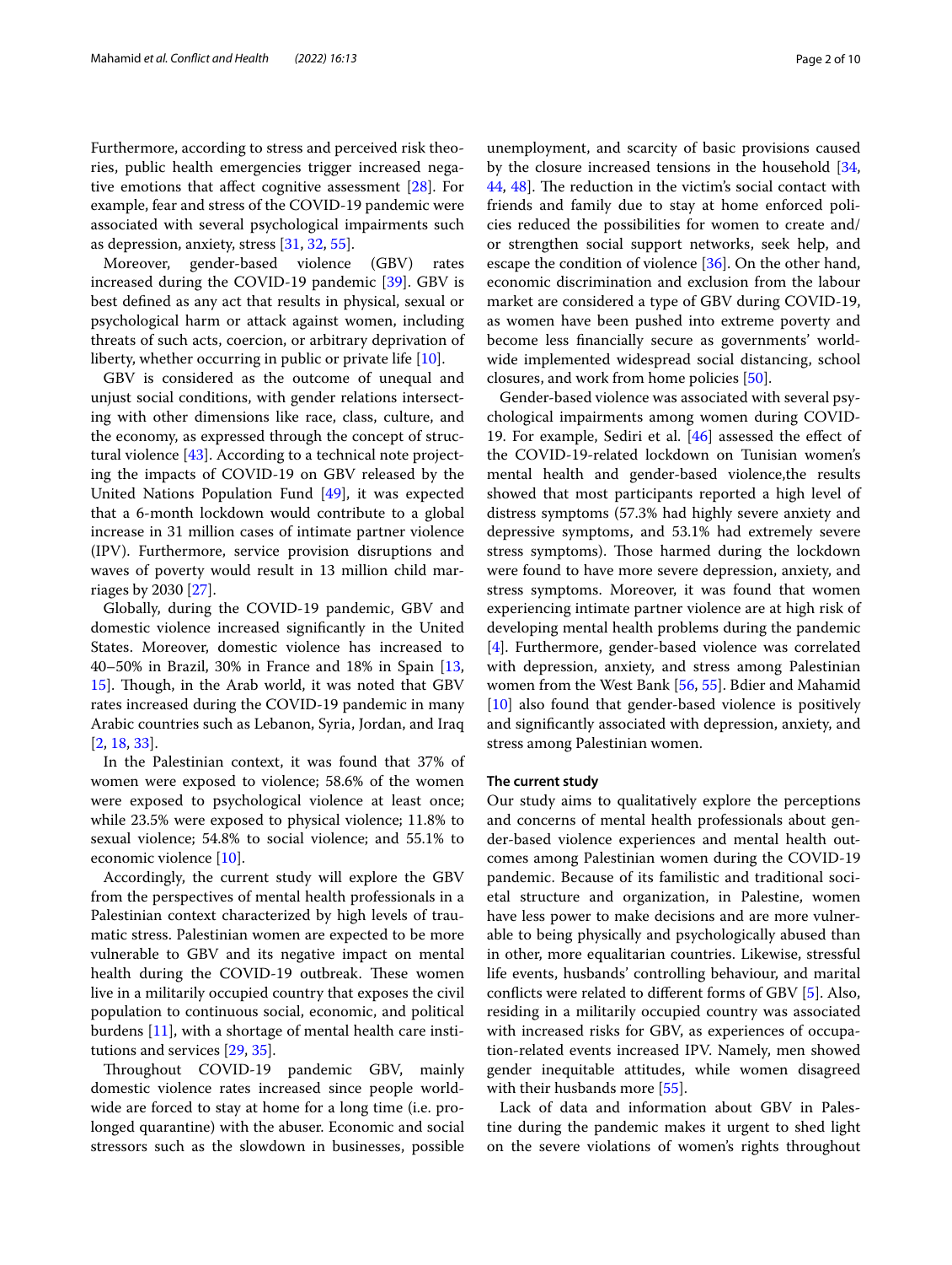Furthermore, according to stress and perceived risk theories, public health emergencies trigger increased negative emotions that affect cognitive assessment [28]. For example, fear and stress of the COVID-19 pandemic were associated with several psychological impairments such as depression, anxiety, stress [31, 32, 55].

Moreover, gender-based violence (GBV) rates increased during the COVID-19 pandemic [39]. GBV is best defined as any act that results in physical, sexual or psychological harm or attack against women, including threats of such acts, coercion, or arbitrary deprivation of liberty, whether occurring in public or private life [10].

GBV is considered as the outcome of unequal and unjust social conditions, with gender relations intersecting with other dimensions like race, class, culture, and the economy, as expressed through the concept of structural violence [43]. According to a technical note projecting the impacts of COVID-19 on GBV released by the United Nations Population Fund [49], it was expected that a 6-month lockdown would contribute to a global increase in 31 million cases of intimate partner violence (IPV). Furthermore, service provision disruptions and waves of poverty would result in 13 million child marriages by 2030 [27].

Globally, during the COVID-19 pandemic, GBV and domestic violence increased significantly in the United States. Moreover, domestic violence has increased to 40–50% in Brazil, 30% in France and 18% in Spain [13, 15]. Though, in the Arab world, it was noted that GBV rates increased during the COVID-19 pandemic in many Arabic countries such as Lebanon, Syria, Jordan, and Iraq [2, 18, 33].

In the Palestinian context, it was found that 37% of women were exposed to violence; 58.6% of the women were exposed to psychological violence at least once; while 23.5% were exposed to physical violence; 11.8% to sexual violence; 54.8% to social violence; and 55.1% to economic violence [10].

Accordingly, the current study will explore the GBV from the perspectives of mental health professionals in a Palestinian context characterized by high levels of traumatic stress. Palestinian women are expected to be more vulnerable to GBV and its negative impact on mental health during the COVID-19 outbreak. These women live in a militarily occupied country that exposes the civil population to continuous social, economic, and political burdens [11], with a shortage of mental health care institutions and services [29, 35].

Throughout COVID-19 pandemic GBV, mainly domestic violence rates increased since people worldwide are forced to stay at home for a long time (i.e. prolonged quarantine) with the abuser. Economic and social stressors such as the slowdown in businesses, possible unemployment, and scarcity of basic provisions caused by the closure increased tensions in the household [34, 44, 48]. The reduction in the victim's social contact with friends and family due to stay at home enforced policies reduced the possibilities for women to create and/or strengthen social support networks, seek help, and escape the condition of violence [36]. On the other hand, economic discrimination and exclusion from the labour market are considered a type of GBV during COVID-19, as women have been pushed into extreme poverty and become less financially secure as governments' worldwide implemented widespread social distancing, school closures, and work from home policies [50].

Gender-based violence was associated with several psychological impairments among women during COVID-19. For example, Sediri et al. [46] assessed the effect of the COVID-19-related lockdown on Tunisian women's mental health and gender-based violence,the results showed that most participants reported a high level of distress symptoms (57.3% had highly severe anxiety and depressive symptoms, and 53.1% had extremely severe stress symptoms). Those harmed during the lockdown were found to have more severe depression, anxiety, and stress symptoms. Moreover, it was found that women experiencing intimate partner violence are at high risk of developing mental health problems during the pandemic [4]. Furthermore, gender-based violence was correlated with depression, anxiety, and stress among Palestinian women from the West Bank [56, 55]. Bdier and Mahamid [10] also found that gender-based violence is positively and significantly associated with depression, anxiety, and stress among Palestinian women.

#### The current study

Our study aims to qualitatively explore the perceptions and concerns of mental health professionals about gender-based violence experiences and mental health outcomes among Palestinian women during the COVID-19 pandemic. Because of its familistic and traditional societal structure and organization, in Palestine, women have less power to make decisions and are more vulnerable to being physically and psychologically abused than in other, more equalitarian countries. Likewise, stressful life events, husbands' controlling behaviour, and marital conflicts were related to different forms of GBV [5]. Also, residing in a militarily occupied country was associated with increased risks for GBV, as experiences of occupation-related events increased IPV. Namely, men showed gender inequitable attitudes, while women disagreed with their husbands more [55].

Lack of data and information about GBV in Palestine during the pandemic makes it urgent to shed light on the severe violations of women's rights throughout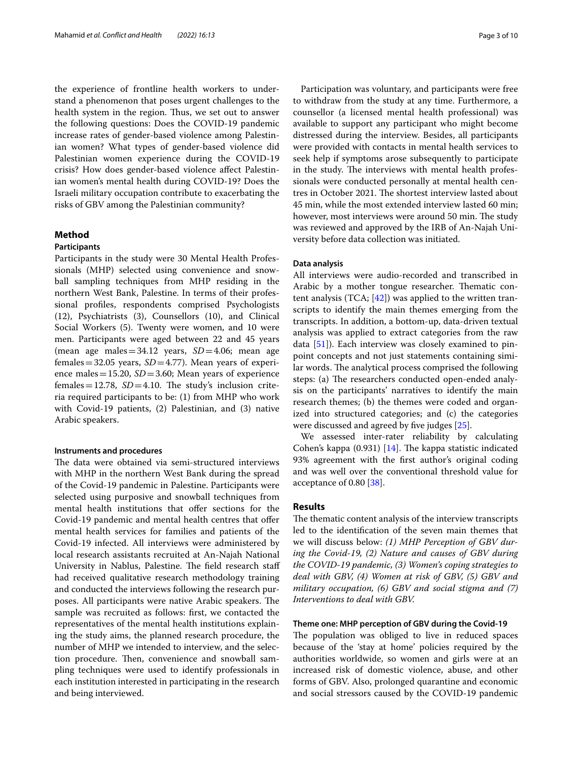the experience of frontline health workers to understand a phenomenon that poses urgent challenges to the health system in the region. Thus, we set out to answer the following questions: Does the COVID-19 pandemic increase rates of gender-based violence among Palestinian women? What types of gender-based violence did Palestinian women experience during the COVID-19 crisis? How does gender-based violence affect Palestinian women's mental health during COVID-19? Does the Israeli military occupation contribute to exacerbating the risks of GBV among the Palestinian community?

## Method

### Participants

Participants in the study were 30 Mental Health Professionals (MHP) selected using convenience and snowball sampling techniques from MHP residing in the northern West Bank, Palestine. In terms of their professional profiles, respondents comprised Psychologists (12), Psychiatrists (3), Counsellors (10), and Clinical Social Workers (5). Twenty were women, and 10 were men. Participants were aged between 22 and 45 years (mean age males = 34.12 years, $SD = 4.06$; mean age females = 32.05 years, $SD = 4.77$). Mean years of experience males = 15.20, $SD = 3.60$; Mean years of experience females = 12.78, $SD = 4.10$. The study's inclusion criteria required participants to be: (1) from MHP who work with Covid-19 patients, (2) Palestinian, and (3) native Arabic speakers.

### Instruments and procedures

The data were obtained via semi-structured interviews with MHP in the northern West Bank during the spread of the Covid-19 pandemic in Palestine. Participants were selected using purposive and snowball techniques from mental health institutions that offer sections for the Covid-19 pandemic and mental health centres that offer mental health services for families and patients of the Covid-19 infected. All interviews were administered by local research assistants recruited at An-Najah National University in Nablus, Palestine. The field research staff had received qualitative research methodology training and conducted the interviews following the research purposes. All participants were native Arabic speakers. The sample was recruited as follows: first, we contacted the representatives of the mental health institutions explaining the study aims, the planned research procedure, the number of MHP we intended to interview, and the selection procedure. Then, convenience and snowball sampling techniques were used to identify professionals in each institution interested in participating in the research and being interviewed.

Participation was voluntary, and participants were free to withdraw from the study at any time. Furthermore, a counsellor (a licensed mental health professional) was available to support any participant who might become distressed during the interview. Besides, all participants were provided with contacts in mental health services to seek help if symptoms arose subsequently to participate in the study. The interviews with mental health professionals were conducted personally at mental health centres in October 2021. The shortest interview lasted about 45 min, while the most extended interview lasted 60 min; however, most interviews were around 50 min. The study was reviewed and approved by the IRB of An-Najah University before data collection was initiated.

### Data analysis

All interviews were audio-recorded and transcribed in Arabic by a mother tongue researcher. Thematic content analysis (TCA; [42]) was applied to the written transcripts to identify the main themes emerging from the transcripts. In addition, a bottom-up, data-driven textual analysis was applied to extract categories from the raw data [51]). Each interview was closely examined to pinpoint concepts and not just statements containing similar words. The analytical process comprised the following steps: (a) The researchers conducted open-ended analysis on the participants' narratives to identify the main research themes; (b) the themes were coded and organized into structured categories; and (c) the categories were discussed and agreed by five judges [25].

We assessed inter-rater reliability by calculating Cohen's kappa (0.931) [14]. The kappa statistic indicated 93% agreement with the first author's original coding and was well over the conventional threshold value for acceptance of 0.80 [38].

## Results

The thematic content analysis of the interview transcripts led to the identification of the seven main themes that we will discuss below: *(1) MHP Perception of GBV during the Covid-19, (2) Nature and causes of GBV during the COVID-19 pandemic, (3) Women's coping strategies to deal with GBV, (4) Women at risk of GBV, (5) GBV and military occupation, (6) GBV and social stigma and (7) Interventions to deal with GBV.*

### Theme one: MHP perception of GBV during the Covid-19

The population was obliged to live in reduced spaces because of the 'stay at home' policies required by the authorities worldwide, so women and girls were at an increased risk of domestic violence, abuse, and other forms of GBV. Also, prolonged quarantine and economic and social stressors caused by the COVID-19 pandemic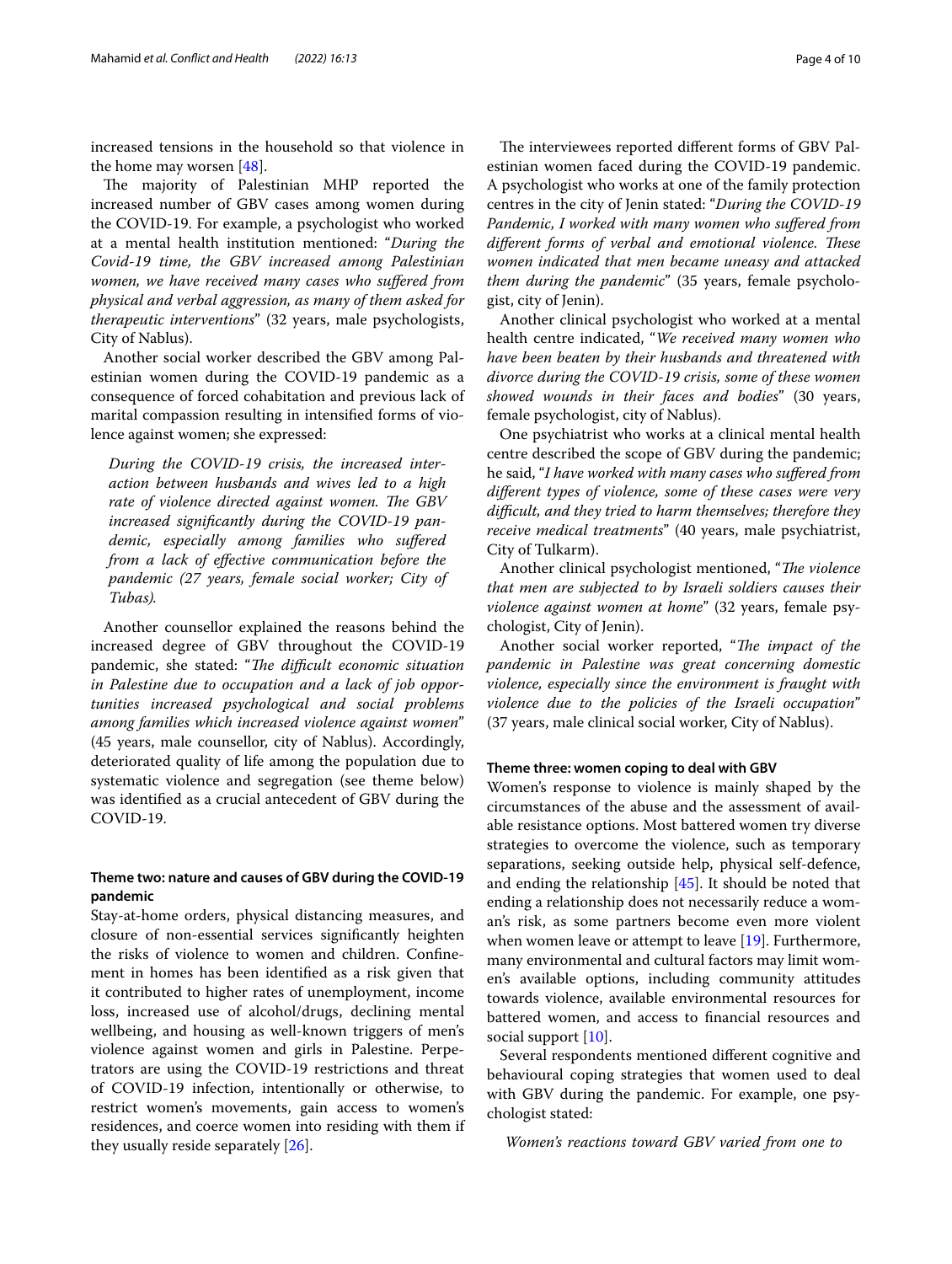increased tensions in the household so that violence in the home may worsen [48].

The majority of Palestinian MHP reported the increased number of GBV cases among women during the COVID-19. For example, a psychologist who worked at a mental health institution mentioned: "*During the Covid-19 time, the GBV increased among Palestinian women, we have received many cases who suffered from physical and verbal aggression, as many of them asked for therapeutic interventions*" (32 years, male psychologists, City of Nablus).

Another social worker described the GBV among Palestinian women during the COVID-19 pandemic as a consequence of forced cohabitation and previous lack of marital compassion resulting in intensified forms of violence against women; she expressed:

> *During the COVID-19 crisis, the increased interaction between husbands and wives led to a high rate of violence directed against women. The GBV increased significantly during the COVID-19 pandemic, especially among families who suffered from a lack of effective communication before the pandemic (27 years, female social worker; City of Tubas).*

Another counsellor explained the reasons behind the increased degree of GBV throughout the COVID-19 pandemic, she stated: "*The difficult economic situation in Palestine due to occupation and a lack of job opportunities increased psychological and social problems among families which increased violence against women*" (45 years, male counsellor, city of Nablus). Accordingly, deteriorated quality of life among the population due to systematic violence and segregation (see theme below) was identified as a crucial antecedent of GBV during the COVID-19.

### Theme two: nature and causes of GBV during the COVID-19 pandemic

Stay-at-home orders, physical distancing measures, and closure of non-essential services significantly heighten the risks of violence to women and children. Confinement in homes has been identified as a risk given that it contributed to higher rates of unemployment, income loss, increased use of alcohol/drugs, declining mental wellbeing, and housing as well-known triggers of men's violence against women and girls in Palestine. Perpetrators are using the COVID-19 restrictions and threat of COVID-19 infection, intentionally or otherwise, to restrict women's movements, gain access to women's residences, and coerce women into residing with them if they usually reside separately [26].

The interviewees reported different forms of GBV Palestinian women faced during the COVID-19 pandemic. A psychologist who works at one of the family protection centres in the city of Jenin stated: "*During the COVID-19 Pandemic, I worked with many women who suffered from different forms of verbal and emotional violence. These women indicated that men became uneasy and attacked them during the pandemic*" (35 years, female psychologist, city of Jenin).

Another clinical psychologist who worked at a mental health centre indicated, "*We received many women who have been beaten by their husbands and threatened with divorce during the COVID-19 crisis, some of these women showed wounds in their faces and bodies*" (30 years, female psychologist, city of Nablus).

One psychiatrist who works at a clinical mental health centre described the scope of GBV during the pandemic; he said, "*I have worked with many cases who suffered from different types of violence, some of these cases were very difficult, and they tried to harm themselves; therefore they receive medical treatments*" (40 years, male psychiatrist, City of Tulkarm).

Another clinical psychologist mentioned, "*The violence that men are subjected to by Israeli soldiers causes their violence against women at home*" (32 years, female psychologist, City of Jenin).

Another social worker reported, "*The impact of the pandemic in Palestine was great concerning domestic violence, especially since the environment is fraught with violence due to the policies of the Israeli occupation*" (37 years, male clinical social worker, City of Nablus).

### Theme three: women coping to deal with GBV

Women's response to violence is mainly shaped by the circumstances of the abuse and the assessment of available resistance options. Most battered women try diverse strategies to overcome the violence, such as temporary separations, seeking outside help, physical self-defence, and ending the relationship [45]. It should be noted that ending a relationship does not necessarily reduce a woman's risk, as some partners become even more violent when women leave or attempt to leave [19]. Furthermore, many environmental and cultural factors may limit women's available options, including community attitudes towards violence, available environmental resources for battered women, and access to financial resources and social support [10].

Several respondents mentioned different cognitive and behavioural coping strategies that women used to deal with GBV during the pandemic. For example, one psychologist stated:

> *Women's reactions toward GBV varied from one to*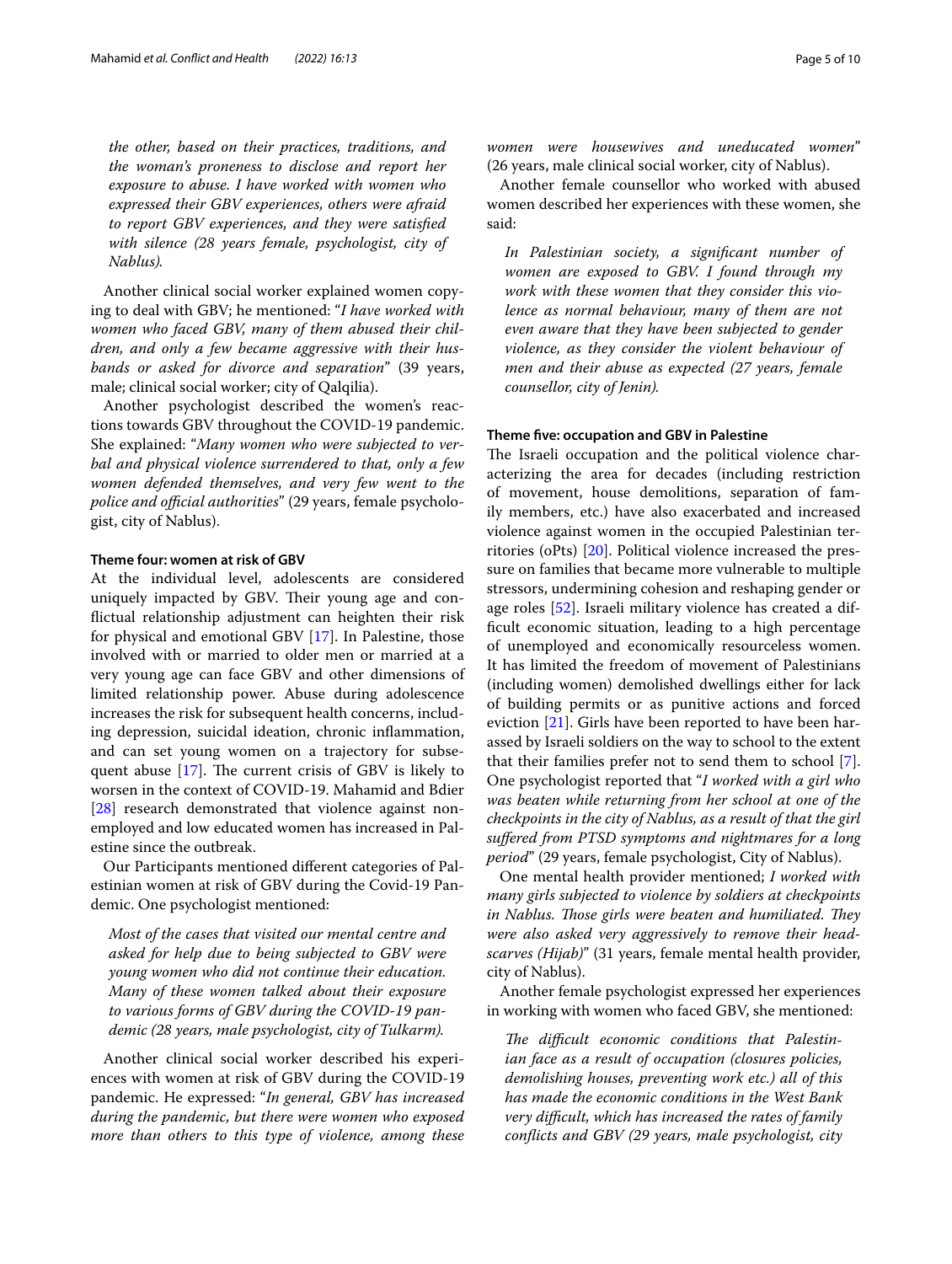*the other, based on their practices, traditions, and the woman's proneness to disclose and report her exposure to abuse. I have worked with women who expressed their GBV experiences, others were afraid to report GBV experiences, and they were satisfied with silence (28 years female, psychologist, city of Nablus).*

Another clinical social worker explained women copying to deal with GBV; he mentioned: "*I have worked with women who faced GBV, many of them abused their children, and only a few became aggressive with their husbands or asked for divorce and separation*" (39 years, male; clinical social worker; city of Qalqilia).

Another psychologist described the women's reactions towards GBV throughout the COVID-19 pandemic. She explained: "*Many women who were subjected to verbal and physical violence surrendered to that, only a few women defended themselves, and very few went to the police and official authorities*" (29 years, female psychologist, city of Nablus).

#### Theme four: women at risk of GBV

At the individual level, adolescents are considered uniquely impacted by GBV. Their young age and conflictual relationship adjustment can heighten their risk for physical and emotional GBV [17]. In Palestine, those involved with or married to older men or married at a very young age can face GBV and other dimensions of limited relationship power. Abuse during adolescence increases the risk for subsequent health concerns, including depression, suicidal ideation, chronic inflammation, and can set young women on a trajectory for subsequent abuse [17]. The current crisis of GBV is likely to worsen in the context of COVID-19. Mahamid and Bdier [28] research demonstrated that violence against non-employed and low educated women has increased in Palestine since the outbreak.

Our Participants mentioned different categories of Palestinian women at risk of GBV during the Covid-19 Pandemic. One psychologist mentioned:

> *Most of the cases that visited our mental centre and asked for help due to being subjected to GBV were young women who did not continue their education. Many of these women talked about their exposure to various forms of GBV during the COVID-19 pandemic (28 years, male psychologist, city of Tulkarm).*

Another clinical social worker described his experiences with women at risk of GBV during the COVID-19 pandemic. He expressed: "*In general, GBV has increased during the pandemic, but there were women who exposed more than others to this type of violence, among these women were housewives and uneducated women*" (26 years, male clinical social worker, city of Nablus).

Another female counsellor who worked with abused women described her experiences with these women, she said:

> *In Palestinian society, a significant number of women are exposed to GBV. I found through my work with these women that they consider this violence as normal behaviour, many of them are not even aware that they have been subjected to gender violence, as they consider the violent behaviour of men and their abuse as expected (27 years, female counsellor, city of Jenin).*

#### Theme five: occupation and GBV in Palestine

The Israeli occupation and the political violence characterizing the area for decades (including restriction of movement, house demolitions, separation of family members, etc.) have also exacerbated and increased violence against women in the occupied Palestinian territories (oPts) [20]. Political violence increased the pressure on families that became more vulnerable to multiple stressors, undermining cohesion and reshaping gender or age roles [52]. Israeli military violence has created a difficult economic situation, leading to a high percentage of unemployed and economically resourceless women. It has limited the freedom of movement of Palestinians (including women) demolished dwellings either for lack of building permits or as punitive actions and forced eviction [21]. Girls have been reported to have been harassed by Israeli soldiers on the way to school to the extent that their families prefer not to send them to school [7]. One psychologist reported that "*I worked with a girl who was beaten while returning from her school at one of the checkpoints in the city of Nablus, as a result of that the girl suffered from PTSD symptoms and nightmares for a long period*" (29 years, female psychologist, City of Nablus).

One mental health provider mentioned; *I worked with many girls subjected to violence by soldiers at checkpoints in Nablus. Those girls were beaten and humiliated. They were also asked very aggressively to remove their headscarves (Hijab)*" (31 years, female mental health provider, city of Nablus).

Another female psychologist expressed her experiences in working with women who faced GBV, she mentioned:

> *The difficult economic conditions that Palestinian face as a result of occupation (closures policies, demolishing houses, preventing work etc.) all of this has made the economic conditions in the West Bank very difficult, which has increased the rates of family conflicts and GBV (29 years, male psychologist, city*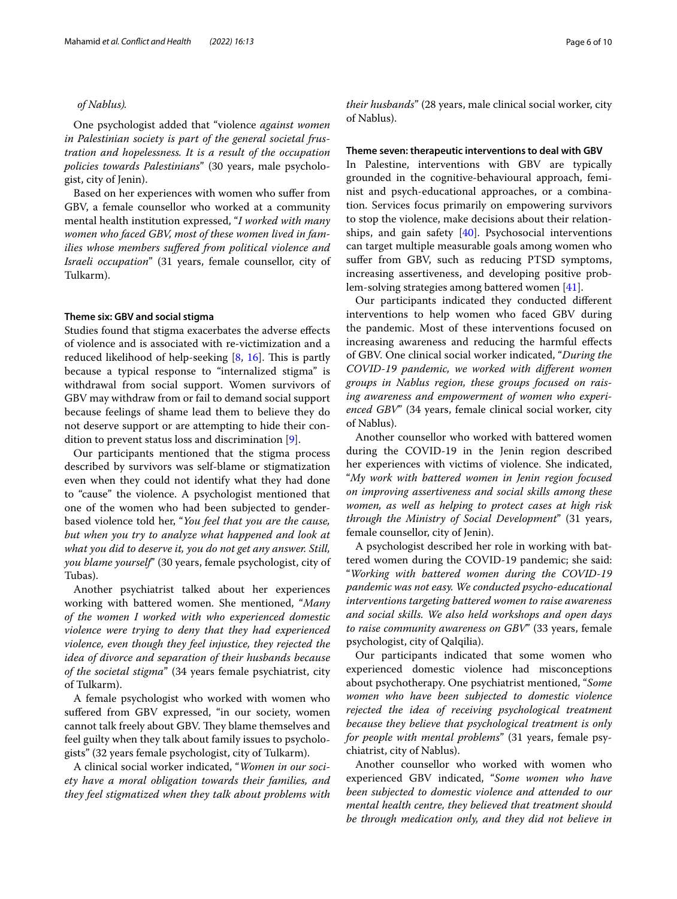*of Nablus).*

One psychologist added that "violence *against women in Palestinian society is part of the general societal frustration and hopelessness. It is a result of the occupation policies towards Palestinians*" (30 years, male psychologist, city of Jenin).

Based on her experiences with women who suffer from GBV, a female counsellor who worked at a community mental health institution expressed, "*I worked with many women who faced GBV, most of these women lived in families whose members suffered from political violence and Israeli occupation*" (31 years, female counsellor, city of Tulkarm).

#### Theme six: GBV and social stigma

Studies found that stigma exacerbates the adverse effects of violence and is associated with re-victimization and a reduced likelihood of help-seeking [8, 16]. This is partly because a typical response to "internalized stigma" is withdrawal from social support. Women survivors of GBV may withdraw from or fail to demand social support because feelings of shame lead them to believe they do not deserve support or are attempting to hide their condition to prevent status loss and discrimination [9].

Our participants mentioned that the stigma process described by survivors was self-blame or stigmatization even when they could not identify what they had done to "cause" the violence. A psychologist mentioned that one of the women who had been subjected to gender-based violence told her, "*You feel that you are the cause, but when you try to analyze what happened and look at what you did to deserve it, you do not get any answer. Still, you blame yourself*" (30 years, female psychologist, city of Tubas).

Another psychiatrist talked about her experiences working with battered women. She mentioned, "*Many of the women I worked with who experienced domestic violence were trying to deny that they had experienced violence, even though they feel injustice, they rejected the idea of divorce and separation of their husbands because of the societal stigma*" (34 years female psychiatrist, city of Tulkarm).

A female psychologist who worked with women who suffered from GBV expressed, "in our society, women cannot talk freely about GBV. They blame themselves and feel guilty when they talk about family issues to psychologists" (32 years female psychologist, city of Tulkarm).

A clinical social worker indicated, "*Women in our society have a moral obligation towards their families, and they feel stigmatized when they talk about problems with their husbands*" (28 years, male clinical social worker, city of Nablus).

#### Theme seven: therapeutic interventions to deal with GBV

In Palestine, interventions with GBV are typically grounded in the cognitive-behavioural approach, feminist and psych-educational approaches, or a combination. Services focus primarily on empowering survivors to stop the violence, make decisions about their relationships, and gain safety [40]. Psychosocial interventions can target multiple measurable goals among women who suffer from GBV, such as reducing PTSD symptoms, increasing assertiveness, and developing positive problem-solving strategies among battered women [41].

Our participants indicated they conducted different interventions to help women who faced GBV during the pandemic. Most of these interventions focused on increasing awareness and reducing the harmful effects of GBV. One clinical social worker indicated, "*During the COVID-19 pandemic, we worked with different women groups in Nablus region, these groups focused on raising awareness and empowerment of women who experienced GBV*" (34 years, female clinical social worker, city of Nablus).

Another counsellor who worked with battered women during the COVID-19 in the Jenin region described her experiences with victims of violence. She indicated, "*My work with battered women in Jenin region focused on improving assertiveness and social skills among these women, as well as helping to protect cases at high risk through the Ministry of Social Development*" (31 years, female counsellor, city of Jenin).

A psychologist described her role in working with battered women during the COVID-19 pandemic; she said: "*Working with battered women during the COVID-19 pandemic was not easy. We conducted psycho-educational interventions targeting battered women to raise awareness and social skills. We also held workshops and open days to raise community awareness on GBV*" (33 years, female psychologist, city of Qalqilia).

Our participants indicated that some women who experienced domestic violence had misconceptions about psychotherapy. One psychiatrist mentioned, "*Some women who have been subjected to domestic violence rejected the idea of receiving psychological treatment because they believe that psychological treatment is only for people with mental problems*" (31 years, female psychiatrist, city of Nablus).

Another counsellor who worked with women who experienced GBV indicated, "*Some women who have been subjected to domestic violence and attended to our mental health centre, they believed that treatment should be through medication only, and they did not believe in*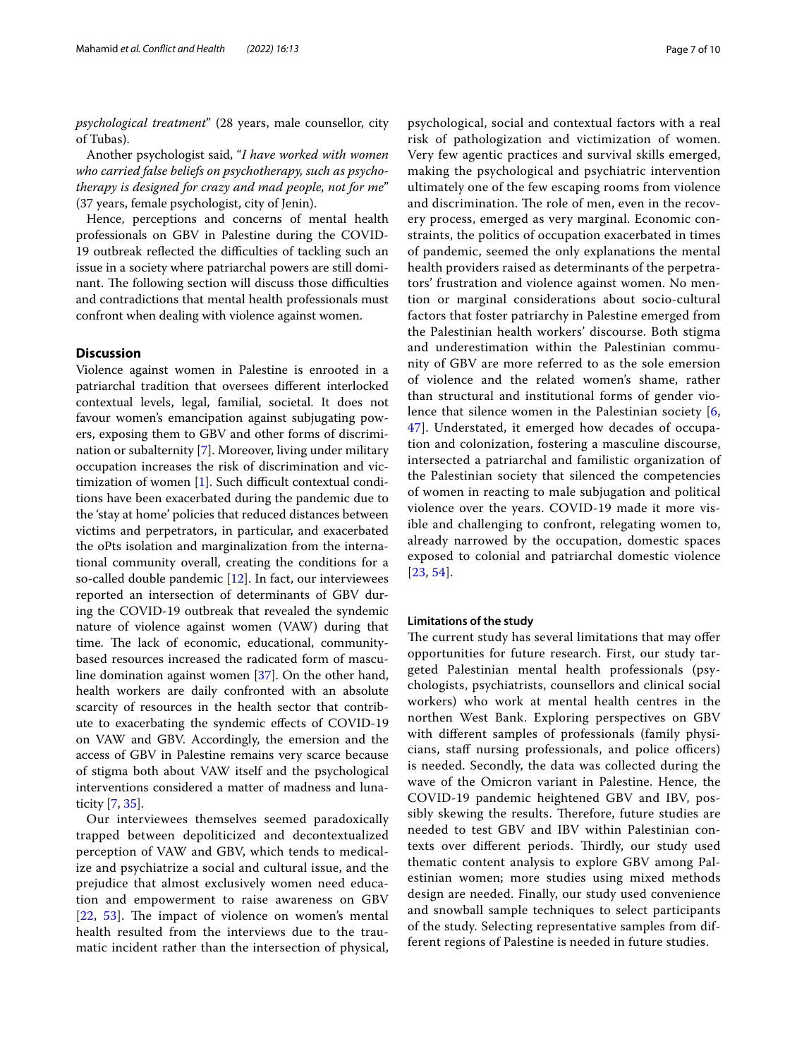*psychological treatment*" (28 years, male counsellor, city of Tubas).

Another psychologist said, "*I have worked with women who carried false beliefs on psychotherapy, such as psychotherapy is designed for crazy and mad people, not for me*" (37 years, female psychologist, city of Jenin).

Hence, perceptions and concerns of mental health professionals on GBV in Palestine during the COVID-19 outbreak reflected the difficulties of tackling such an issue in a society where patriarchal powers are still dominant. The following section will discuss those difficulties and contradictions that mental health professionals must confront when dealing with violence against women.

## Discussion

Violence against women in Palestine is enrooted in a patriarchal tradition that oversees different interlocked contextual levels, legal, familial, societal. It does not favour women's emancipation against subjugating powers, exposing them to GBV and other forms of discrimination or subalternity [7]. Moreover, living under military occupation increases the risk of discrimination and victimization of women [1]. Such difficult contextual conditions have been exacerbated during the pandemic due to the 'stay at home' policies that reduced distances between victims and perpetrators, in particular, and exacerbated the oPts isolation and marginalization from the international community overall, creating the conditions for a so-called double pandemic [12]. In fact, our interviewees reported an intersection of determinants of GBV during the COVID-19 outbreak that revealed the syndemic nature of violence against women (VAW) during that time. The lack of economic, educational, community-based resources increased the radicated form of masculine domination against women [37]. On the other hand, health workers are daily confronted with an absolute scarcity of resources in the health sector that contribute to exacerbating the syndemic effects of COVID-19 on VAW and GBV. Accordingly, the emersion and the access of GBV in Palestine remains very scarce because of stigma both about VAW itself and the psychological interventions considered a matter of madness and lunaticity [7, 35].

Our interviewees themselves seemed paradoxically trapped between depoliticized and decontextualized perception of VAW and GBV, which tends to medicalize and psychiatrize a social and cultural issue, and the prejudice that almost exclusively women need education and empowerment to raise awareness on GBV [22, 53]. The impact of violence on women's mental health resulted from the interviews due to the traumatic incident rather than the intersection of physical, psychological, social and contextual factors with a real risk of pathologization and victimization of women. Very few agentic practices and survival skills emerged, making the psychological and psychiatric intervention ultimately one of the few escaping rooms from violence and discrimination. The role of men, even in the recovery process, emerged as very marginal. Economic constraints, the politics of occupation exacerbated in times of pandemic, seemed the only explanations the mental health providers raised as determinants of the perpetrators' frustration and violence against women. No mention or marginal considerations about socio-cultural factors that foster patriarchy in Palestine emerged from the Palestinian health workers' discourse. Both stigma and underestimation within the Palestinian community of GBV are more referred to as the sole emersion of violence and the related women's shame, rather than structural and institutional forms of gender violence that silence women in the Palestinian society [6, 47]. Understated, it emerged how decades of occupation and colonization, fostering a masculine discourse, intersected a patriarchal and familistic organization of the Palestinian society that silenced the competencies of women in reacting to male subjugation and political violence over the years. COVID-19 made it more visible and challenging to confront, relegating women to, already narrowed by the occupation, domestic spaces exposed to colonial and patriarchal domestic violence [23, 54].

### Limitations of the study

The current study has several limitations that may offer opportunities for future research. First, our study targeted Palestinian mental health professionals (psychologists, psychiatrists, counsellors and clinical social workers) who work at mental health centres in the northen West Bank. Exploring perspectives on GBV with different samples of professionals (family physicians, staff nursing professionals, and police officers) is needed. Secondly, the data was collected during the wave of the Omicron variant in Palestine. Hence, the COVID-19 pandemic heightened GBV and IBV, possibly skewing the results. Therefore, future studies are needed to test GBV and IBV within Palestinian contexts over different periods. Thirdly, our study used thematic content analysis to explore GBV among Palestinian women; more studies using mixed methods design are needed. Finally, our study used convenience and snowball sample techniques to select participants of the study. Selecting representative samples from different regions of Palestine is needed in future studies.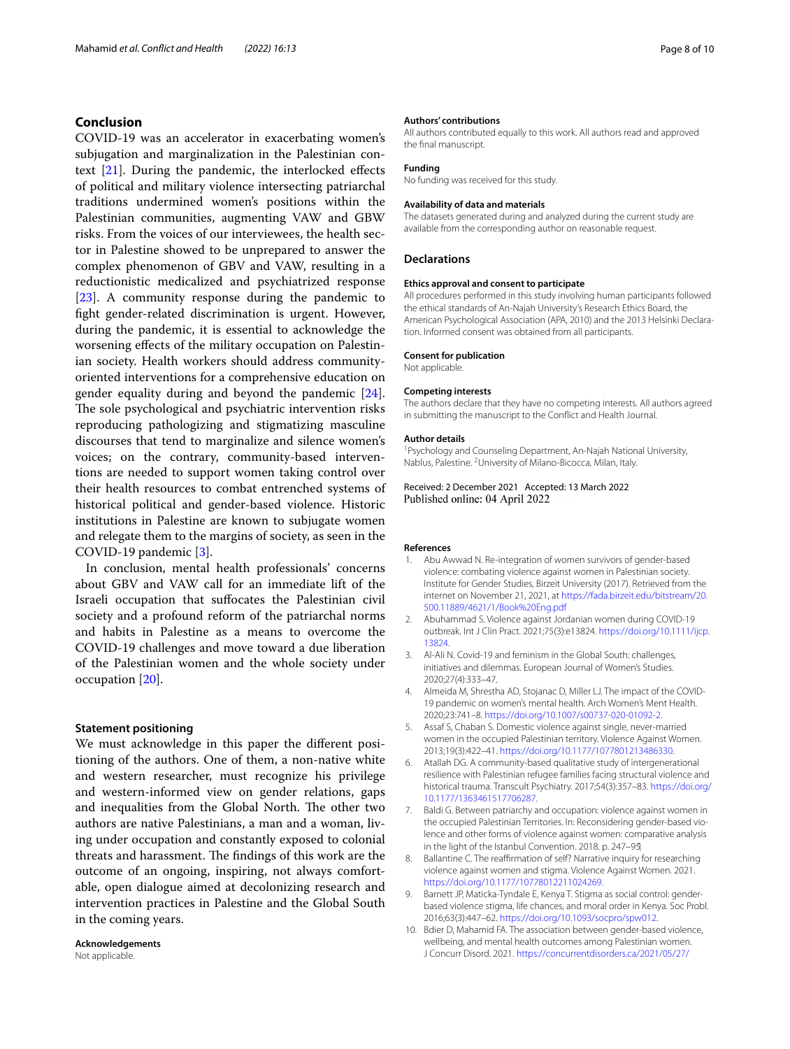## Conclusion

COVID-19 was an accelerator in exacerbating women's subjugation and marginalization in the Palestinian context [21]. During the pandemic, the interlocked effects of political and military violence intersecting patriarchal traditions undermined women's positions within the Palestinian communities, augmenting VAW and GBW risks. From the voices of our interviewees, the health sector in Palestine showed to be unprepared to answer the complex phenomenon of GBV and VAW, resulting in a reductionistic medicalized and psychiatrized response [23]. A community response during the pandemic to fight gender-related discrimination is urgent. However, during the pandemic, it is essential to acknowledge the worsening effects of the military occupation on Palestinian society. Health workers should address community-oriented interventions for a comprehensive education on gender equality during and beyond the pandemic [24]. The sole psychological and psychiatric intervention risks reproducing pathologizing and stigmatizing masculine discourses that tend to marginalize and silence women's voices; on the contrary, community-based interventions are needed to support women taking control over their health resources to combat entrenched systems of historical political and gender-based violence. Historic institutions in Palestine are known to subjugate women and relegate them to the margins of society, as seen in the COVID-19 pandemic [3].

In conclusion, mental health professionals' concerns about GBV and VAW call for an immediate lift of the Israeli occupation that suffocates the Palestinian civil society and a profound reform of the patriarchal norms and habits in Palestine as a means to overcome the COVID-19 challenges and move toward a due liberation of the Palestinian women and the whole society under occupation [20].

### Statement positioning

We must acknowledge in this paper the different positioning of the authors. One of them, a non-native white and western researcher, must recognize his privilege and western-informed view on gender relations, gaps and inequalities from the Global North. The other two authors are native Palestinians, a man and a woman, living under occupation and constantly exposed to colonial threats and harassment. The findings of this work are the outcome of an ongoing, inspiring, not always comfortable, open dialogue aimed at decolonizing research and intervention practices in Palestine and the Global South in the coming years.

**Acknowledgements**
Not applicable.

**Authors' contributions**
All authors contributed equally to this work. All authors read and approved the final manuscript.

**Funding**
No funding was received for this study.

**Availability of data and materials**
The datasets generated during and analyzed during the current study are available from the corresponding author on reasonable request.

## Declarations

**Ethics approval and consent to participate**
All procedures performed in this study involving human participants followed the ethical standards of An-Najah University's Research Ethics Board, the American Psychological Association (APA, 2010) and the 2013 Helsinki Declaration. Informed consent was obtained from all participants.

**Consent for publication**
Not applicable.

**Competing interests**
The authors declare that they have no competing interests. All authors agreed in submitting the manuscript to the Conflict and Health Journal.

**Author details**
[1] Psychology and Counseling Department, An-Najah National University, Nablus, Palestine. [2] University of Milano-Bicocca, Milan, Italy.

Received: 2 December 2021 Accepted: 13 March 2022
Published online: 04 April 2022

## References

1. Abu Awwad N. Re-integration of women survivors of gender-based violence: combating violence against women in Palestinian society. Institute for Gender Studies, Birzeit University (2017). Retrieved from the internet on November 21, 2021, at https://fada.birzeit.edu/bitstream/20.500.11889/4621/1/Book%20Eng.pdf
2. Abuhammad S. Violence against Jordanian women during COVID-19 outbreak. Int J Clin Pract. 2021;75(3):e13824. https://doi.org/10.1111/ijcp.13824.
3. Al-Ali N. Covid-19 and feminism in the Global South: challenges, initiatives and dilemmas. European Journal of Women's Studies. 2020;27(4):333–47.
4. Almeida M, Shrestha AD, Stojanac D, Miller LJ. The impact of the COVID-19 pandemic on women's mental health. Arch Women's Ment Health. 2020;23:741–8. https://doi.org/10.1007/s00737-020-01092-2.
5. Assaf S, Chaban S. Domestic violence against single, never-married women in the occupied Palestinian territory. Violence Against Women. 2013;19(3):422–41. https://doi.org/10.1177/1077801213486330.
6. Atallah DG. A community-based qualitative study of intergenerational resilience with Palestinian refugee families facing structural violence and historical trauma. Transcult Psychiatry. 2017;54(3):357–83. https://doi.org/10.1177/1363461517706287.
7. Baldi G. Between patriarchy and occupation: violence against women in the occupied Palestinian Territories. In: Reconsidering gender-based violence and other forms of violence against women: comparative analysis in the light of the Istanbul Convention. 2018. p. 247–95.
8. Ballantine C. The reaffirmation of self? Narrative inquiry for researching violence against women and stigma. Violence Against Women. 2021. https://doi.org/10.1177/10778012211024269.
9. Barnett JP, Maticka-Tyndale E, Kenya T. Stigma as social control: gender-based violence stigma, life chances, and moral order in Kenya. Soc Probl. 2016;63(3):447–62. https://doi.org/10.1093/socpro/spw012.
10. Bdier D, Mahamid FA. The association between gender-based violence, wellbeing, and mental health outcomes among Palestinian women. J Concurr Disord. 2021. https://concurrentdisorders.ca/2021/05/27/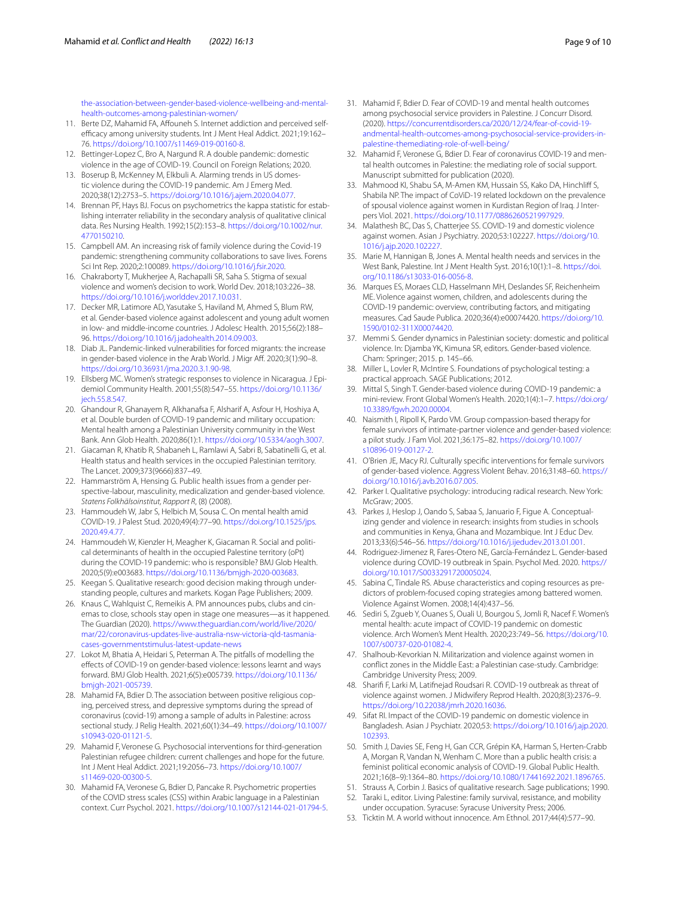the-association-between-gender-based-violence-wellbeing-and-mental-health-outcomes-among-palestinian-women/

11. Berte DZ, Mahamid FA, Affouneh S. Internet addiction and perceived self-efficacy among university students. Int J Ment Heal Addict. 2021;19:162–76. https://doi.org/10.1007/s11469-019-00160-8.
12. Bettinger-Lopez C, Bro A, Nargund R. A double pandemic: domestic violence in the age of COVID-19. Council on Foreign Relations; 2020.
13. Boserup B, McKenney M, Elkbuli A. Alarming trends in US domestic violence during the COVID-19 pandemic. Am J Emerg Med. 2020;38(12):2753–5. https://doi.org/10.1016/j.ajem.2020.04.077.
14. Brennan PF, Hays BJ. Focus on psychometrics the kappa statistic for establishing interrater reliability in the secondary analysis of qualitative clinical data. Res Nursing Health. 1992;15(2):153–8. https://doi.org/10.1002/nur.4770150210.
15. Campbell AM. An increasing risk of family violence during the Covid-19 pandemic: strengthening community collaborations to save lives. Forens Sci Int Rep. 2020;2:100089. https://doi.org/10.1016/j.fsir.2020.
16. Chakraborty T, Mukherjee A, Rachapalli SR, Saha S. Stigma of sexual violence and women's decision to work. World Dev. 2018;103:226–38. https://doi.org/10.1016/j.worlddev.2017.10.031.
17. Decker MR, Latimore AD, Yasutake S, Haviland M, Ahmed S, Blum RW, et al. Gender-based violence against adolescent and young adult women in low- and middle-income countries. J Adolesc Health. 2015;56(2):188–96. https://doi.org/10.1016/j.jadohealth.2014.09.003.
18. Diab JL. Pandemic-linked vulnerabilities for forced migrants: the increase in gender-based violence in the Arab World. J Migr Aff. 2020;3(1):90–8. https://doi.org/10.36931/jma.2020.3.1.90-98.
19. Ellsberg MC. Women's strategic responses to violence in Nicaragua. J Epidemiol Community Health. 2001;55(8):547–55. https://doi.org/10.1136/jech.55.8.547.
20. Ghandour R, Ghanayem R, Alkhanafsa F, Alsharif A, Asfour H, Hoshiya A, et al. Double burden of COVID-19 pandemic and military occupation: Mental health among a Palestinian University community in the West Bank. Ann Glob Health. 2020;86(1):1. https://doi.org/10.5334/aogh.3007.
21. Giacaman R, Khatib R, Shabaneh L, Ramlawi A, Sabri B, Sabatinelli G, et al. Health status and health services in the occupied Palestinian territory. The Lancet. 2009;373(9666):837–49.
22. Hammarström A, Hensing G. Public health issues from a gender perspective-labour, masculinity, medicalization and gender-based violence. *Statens Folkhälsoinstitut, Rapport R*, (8) (2008).
23. Hammoudeh W, Jabr S, Helbich M, Sousa C. On mental health amid COVID-19. J Palest Stud. 2020;49(4):77–90. https://doi.org/10.1525/jps.2020.49.4.77.
24. Hammoudeh W, Kienzler H, Meagher K, Giacaman R. Social and political determinants of health in the occupied Palestine territory (oPt) during the COVID-19 pandemic: who is responsible? BMJ Glob Health. 2020;5(9):e003683. https://doi.org/10.1136/bmjgh-2020-003683.
25. Keegan S. Qualitative research: good decision making through understanding people, cultures and markets. Kogan Page Publishers; 2009.
26. Knaus C, Wahlquist C, Remeikis A. PM announces pubs, clubs and cinemas to close, schools stay open in stage one measures—as it happened. The Guardian (2020). https://www.theguardian.com/world/live/2020/mar/22/coronavirus-updates-live-australia-nsw-victoria-qld-tasmania-cases-governmentstimulus-latest-update-news
27. Lokot M, Bhatia A, Heidari S, Peterman A. The pitfalls of modelling the effects of COVID-19 on gender-based violence: lessons learnt and ways forward. BMJ Glob Health. 2021;6(5):e005739. https://doi.org/10.1136/bmjgh-2021-005739.
28. Mahamid FA, Bdier D. The association between positive religious coping, perceived stress, and depressive symptoms during the spread of coronavirus (covid-19) among a sample of adults in Palestine: across sectional study. J Relig Health. 2021;60(1):34–49. https://doi.org/10.1007/s10943-020-01121-5.
29. Mahamid F, Veronese G. Psychosocial interventions for third-generation Palestinian refugee children: current challenges and hope for the future. Int J Ment Heal Addict. 2021;19:2056–73. https://doi.org/10.1007/s11469-020-00300-5.
30. Mahamid FA, Veronese G, Bdier D, Pancake R. Psychometric properties of the COVID stress scales (CSS) within Arabic language in a Palestinian context. Curr Psychol. 2021. https://doi.org/10.1007/s12144-021-01794-5.
31. Mahamid F, Bdier D. Fear of COVID-19 and mental health outcomes among psychosocial service providers in Palestine. J Concurr Disord. (2020). https://concurrentdisorders.ca/2020/12/24/fear-of-covid-19-andmental-health-outcomes-among-psychosocial-service-providers-in-palestine-themediating-role-of-well-being/
32. Mahamid F, Veronese G, Bdier D. Fear of coronavirus COVID-19 and mental health outcomes in Palestine: the mediating role of social support. Manuscript submitted for publication (2020).
33. Mahmood KI, Shabu SA, M-Amen KM, Hussain SS, Kako DA, Hinchliff S, Shabila NP. The impact of CoViD-19 related lockdown on the prevalence of spousal violence against women in Kurdistan Region of Iraq. J Interpers Viol. 2021. https://doi.org/10.1177/0886260521997929.
34. Malathesh BC, Das S, Chatterjee SS. COVID-19 and domestic violence against women. Asian J Psychiatry. 2020;53:102227. https://doi.org/10.1016/j.ajp.2020.102227.
35. Marie M, Hannigan B, Jones A. Mental health needs and services in the West Bank, Palestine. Int J Ment Health Syst. 2016;10(1):1–8. https://doi.org/10.1186/s13033-016-0056-8.
36. Marques ES, Moraes CLD, Hasselmann MH, Deslandes SF, Reichenheim ME. Violence against women, children, and adolescents during the COVID-19 pandemic: overview, contributing factors, and mitigating measures. Cad Saude Publica. 2020;36(4):e00074420. https://doi.org/10.1590/0102-311X00074420.
37. Memmi S. Gender dynamics in Palestinian society: domestic and political violence. In: Djamba YK, Kimuna SR, editors. Gender-based violence. Cham: Springer; 2015. p. 145–66.
38. Miller L, Lovler R, McIntire S. Foundations of psychological testing: a practical approach. SAGE Publications; 2012.
39. Mittal S, Singh T. Gender-based violence during COVID-19 pandemic: a mini-review. Front Global Women's Health. 2020;1(4):1–7. https://doi.org/10.3389/fgwh.2020.00004.
40. Naismith I, Ripoll K, Pardo VM. Group compassion-based therapy for female survivors of intimate-partner violence and gender-based violence: a pilot study. J Fam Viol. 2021;36:175–82. https://doi.org/10.1007/s10896-019-00127-2.
41. O'Brien JE, Macy RJ. Culturally specific interventions for female survivors of gender-based violence. Aggress Violent Behav. 2016;31:48–60. https://doi.org/10.1016/j.avb.2016.07.005.
42. Parker I. Qualitative psychology: introducing radical research. New York: McGraw; 2005.
43. Parkes J, Heslop J, Oando S, Sabaa S, Januario F, Figue A. Conceptualizing gender and violence in research: insights from studies in schools and communities in Kenya, Ghana and Mozambique. Int J Educ Dev. 2013;33(6):546–56. https://doi.org/10.1016/j.ijedudev.2013.01.001.
44. Rodriguez-Jimenez R, Fares-Otero NE, García-Fernández L. Gender-based violence during COVID-19 outbreak in Spain. Psychol Med. 2020. https://doi.org/10.1017/S0033291720005024.
45. Sabina C, Tindale RS. Abuse characteristics and coping resources as predictors of problem-focused coping strategies among battered women. Violence Against Women. 2008;14(4):437–56.
46. Sediri S, Zgueb Y, Ouanes S, Ouali U, Bourgou S, Jomli R, Nacef F. Women's mental health: acute impact of COVID-19 pandemic on domestic violence. Arch Women's Ment Health. 2020;23:749–56. https://doi.org/10.1007/s00737-020-01082-4.
47. Shalhoub-Kevorkian N. Militarization and violence against women in conflict zones in the Middle East: a Palestinian case-study. Cambridge: Cambridge University Press; 2009.
48. Sharifi F, Larki M, Latifnejad Roudsari R. COVID-19 outbreak as threat of violence against women. J Midwifery Reprod Health. 2020;8(3):2376–9. https://doi.org/10.22038/jmrh.2020.16036.
49. Sifat RI. Impact of the COVID-19 pandemic on domestic violence in Bangladesh. Asian J Psychiatr. 2020;53: https://doi.org/10.1016/j.ajp.2020.102393.
50. Smith J, Davies SE, Feng H, Gan CCR, Grépin KA, Harman S, Herten-Crabb A, Morgan R, Vandan N, Wenham C. More than a public health crisis: a feminist political economic analysis of COVID-19. Global Public Health. 2021;16(8–9):1364–80. https://doi.org/10.1080/17441692.2021.1896765.
51. Strauss A, Corbin J. Basics of qualitative research. Sage publications; 1990.
52. Taraki L, editor. Living Palestine: family survival, resistance, and mobility under occupation. Syracuse: Syracuse University Press; 2006.
53. Ticktin M. A world without innocence. Am Ethnol. 2017;44(4):577–90.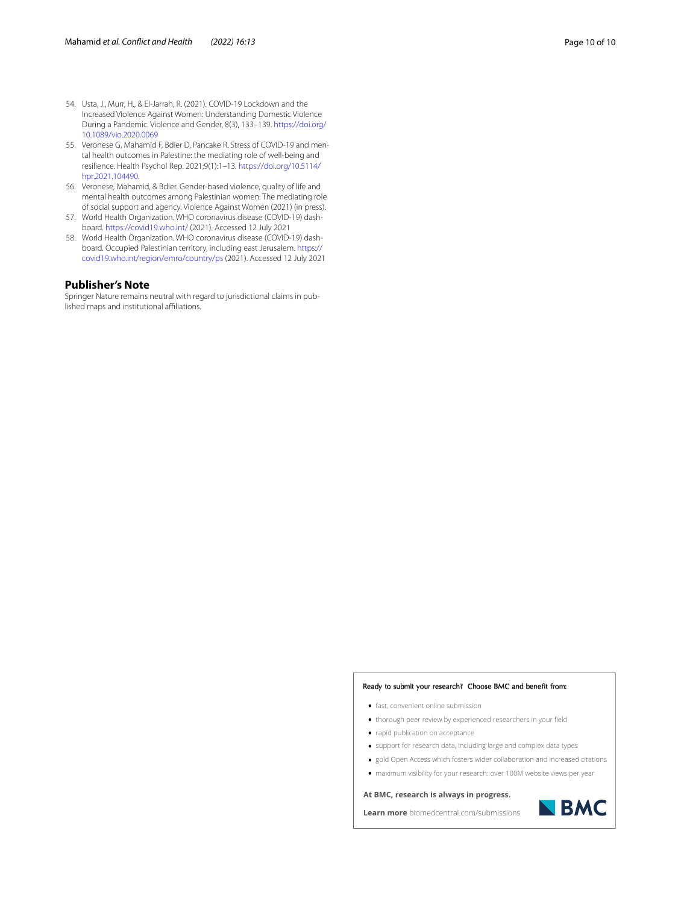54. Usta, J., Murr, H., & El-Jarrah, R. (2021). COVID-19 Lockdown and the Increased Violence Against Women: Understanding Domestic Violence During a Pandemic. Violence and Gender, 8(3), 133–139. https://doi.org/10.1089/vio.2020.0069
55. Veronese G, Mahamid F, Bdier D, Pancake R. Stress of COVID-19 and mental health outcomes in Palestine: the mediating role of well-being and resilience. Health Psychol Rep. 2021;9(1):1–13. https://doi.org/10.5114/hpr.2021.104490.
56. Veronese, Mahamid, & Bdier. Gender-based violence, quality of life and mental health outcomes among Palestinian women: The mediating role of social support and agency. Violence Against Women (2021) (in press).
57. World Health Organization. WHO coronavirus disease (COVID-19) dashboard. https://covid19.who.int/ (2021). Accessed 12 July 2021
58. World Health Organization. WHO coronavirus disease (COVID-19) dashboard. Occupied Palestinian territory, including east Jerusalem. https://covid19.who.int/region/emro/country/ps (2021). Accessed 12 July 2021

## Publisher's Note

Springer Nature remains neutral with regard to jurisdictional claims in published maps and institutional affiliations.

Ready to submit your research? Choose BMC and benefit from:

- fast, convenient online submission
- thorough peer review by experienced researchers in your field
- rapid publication on acceptance
- support for research data, including large and complex data types
- gold Open Access which fosters wider collaboration and increased citations
- maximum visibility for your research: over 100M website views per year

**At BMC, research is always in progress.**

**Learn more** biomedcentral.com/submissions

BMC